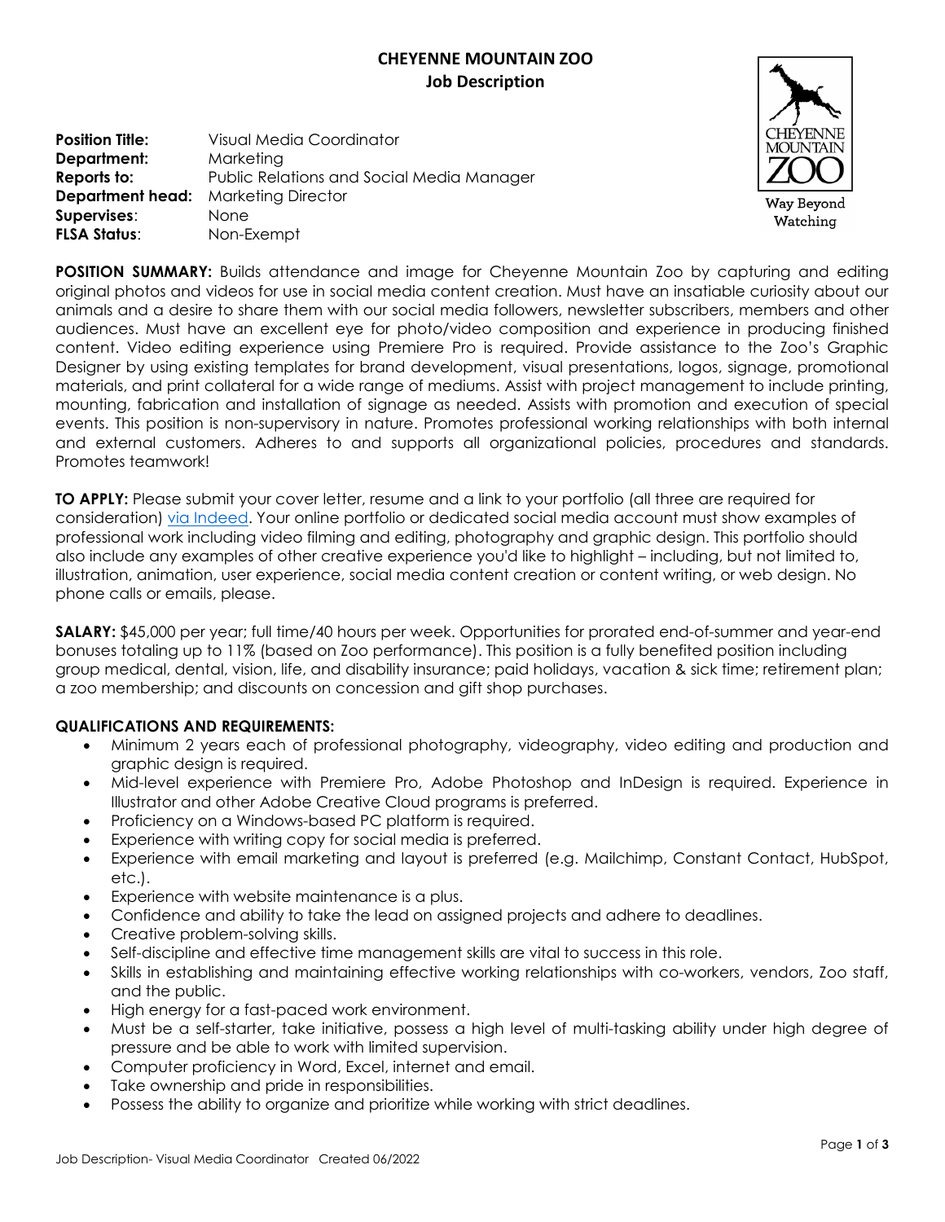# CHEYENNE MOUNTAIN ZOO
## Job Description

**Position Title:** Visual Media Coordinator
**Department:** Marketing
**Reports to:** Public Relations and Social Media Manager
**Department head:** Marketing Director
**Supervises**: None
**FLSA Status**: Non-Exempt

**POSITION SUMMARY:** Builds attendance and image for Cheyenne Mountain Zoo by capturing and editing original photos and videos for use in social media content creation. Must have an insatiable curiosity about our animals and a desire to share them with our social media followers, newsletter subscribers, members and other audiences. Must have an excellent eye for photo/video composition and experience in producing finished content. Video editing experience using Premiere Pro is required. Provide assistance to the Zoo's Graphic Designer by using existing templates for brand development, visual presentations, logos, signage, promotional materials, and print collateral for a wide range of mediums. Assist with project management to include printing, mounting, fabrication and installation of signage as needed. Assists with promotion and execution of special events. This position is non-supervisory in nature. Promotes professional working relationships with both internal and external customers. Adheres to and supports all organizational policies, procedures and standards. Promotes teamwork!

**TO APPLY:** Please submit your cover letter, resume and a link to your portfolio (all three are required for consideration) via Indeed. Your online portfolio or dedicated social media account must show examples of professional work including video filming and editing, photography and graphic design. This portfolio should also include any examples of other creative experience you'd like to highlight – including, but not limited to, illustration, animation, user experience, social media content creation or content writing, or web design. No phone calls or emails, please.

**SALARY:** $45,000 per year; full time/40 hours per week. Opportunities for prorated end-of-summer and year-end bonuses totaling up to 11% (based on Zoo performance). This position is a fully benefited position including group medical, dental, vision, life, and disability insurance; paid holidays, vacation & sick time; retirement plan; a zoo membership; and discounts on concession and gift shop purchases.

**QUALIFICATIONS AND REQUIREMENTS:**

- Minimum 2 years each of professional photography, videography, video editing and production and graphic design is required.
- Mid-level experience with Premiere Pro, Adobe Photoshop and InDesign is required. Experience in Illustrator and other Adobe Creative Cloud programs is preferred.
- Proficiency on a Windows-based PC platform is required.
- Experience with writing copy for social media is preferred.
- Experience with email marketing and layout is preferred (e.g. Mailchimp, Constant Contact, HubSpot, etc.).
- Experience with website maintenance is a plus.
- Confidence and ability to take the lead on assigned projects and adhere to deadlines.
- Creative problem-solving skills.
- Self-discipline and effective time management skills are vital to success in this role.
- Skills in establishing and maintaining effective working relationships with co-workers, vendors, Zoo staff, and the public.
- High energy for a fast-paced work environment.
- Must be a self-starter, take initiative, possess a high level of multi-tasking ability under high degree of pressure and be able to work with limited supervision.
- Computer proficiency in Word, Excel, internet and email.
- Take ownership and pride in responsibilities.
- Possess the ability to organize and prioritize while working with strict deadlines.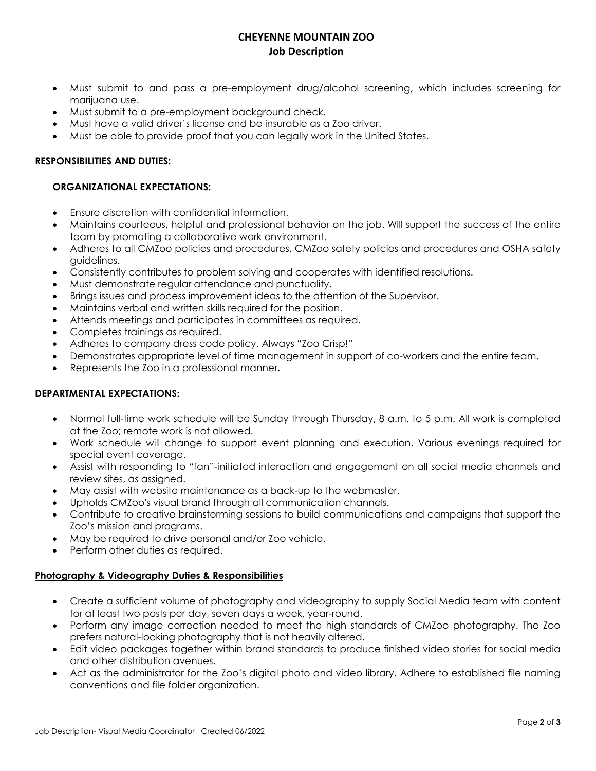- Must submit to and pass a pre-employment drug/alcohol screening, which includes screening for marijuana use.
- Must submit to a pre-employment background check.
- Must have a valid driver's license and be insurable as a Zoo driver.
- Must be able to provide proof that you can legally work in the United States.

**RESPONSIBILITIES AND DUTIES:**

**ORGANIZATIONAL EXPECTATIONS:**

- Ensure discretion with confidential information.
- Maintains courteous, helpful and professional behavior on the job. Will support the success of the entire team by promoting a collaborative work environment.
- Adheres to all CMZoo policies and procedures, CMZoo safety policies and procedures and OSHA safety guidelines.
- Consistently contributes to problem solving and cooperates with identified resolutions.
- Must demonstrate regular attendance and punctuality.
- Brings issues and process improvement ideas to the attention of the Supervisor.
- Maintains verbal and written skills required for the position.
- Attends meetings and participates in committees as required.
- Completes trainings as required.
- Adheres to company dress code policy. Always "Zoo Crisp!"
- Demonstrates appropriate level of time management in support of co-workers and the entire team.
- Represents the Zoo in a professional manner.

**DEPARTMENTAL EXPECTATIONS:**

- Normal full-time work schedule will be Sunday through Thursday, 8 a.m. to 5 p.m. All work is completed at the Zoo; remote work is not allowed.
- Work schedule will change to support event planning and execution. Various evenings required for special event coverage.
- Assist with responding to "fan"-initiated interaction and engagement on all social media channels and review sites, as assigned.
- May assist with website maintenance as a back-up to the webmaster.
- Upholds CMZoo's visual brand through all communication channels.
- Contribute to creative brainstorming sessions to build communications and campaigns that support the Zoo's mission and programs.
- May be required to drive personal and/or Zoo vehicle.
- Perform other duties as required.

**Photography & Videography Duties & Responsibilities**

- Create a sufficient volume of photography and videography to supply Social Media team with content for at least two posts per day, seven days a week, year-round.
- Perform any image correction needed to meet the high standards of CMZoo photography. The Zoo prefers natural-looking photography that is not heavily altered.
- Edit video packages together within brand standards to produce finished video stories for social media and other distribution avenues.
- Act as the administrator for the Zoo's digital photo and video library. Adhere to established file naming conventions and file folder organization.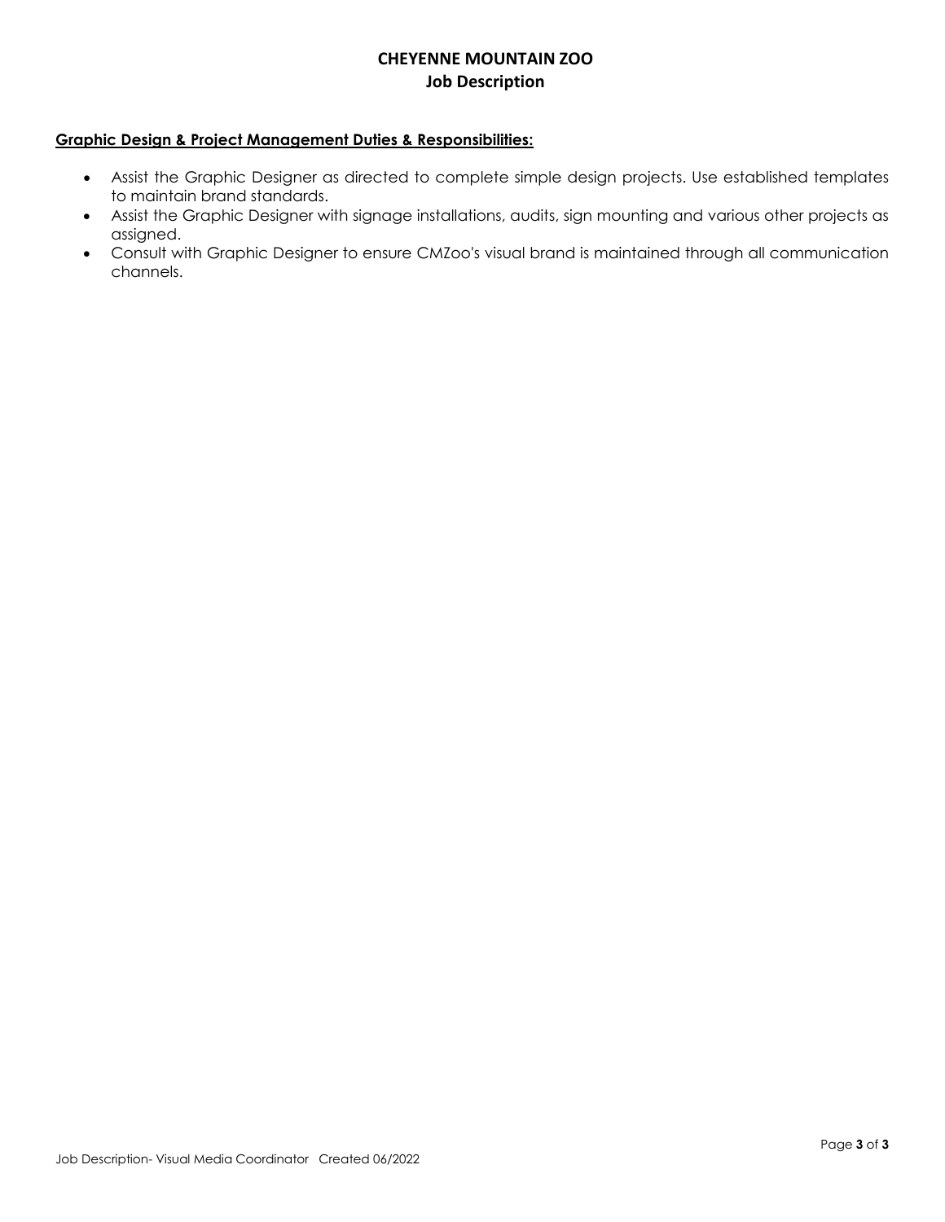**Graphic Design & Project Management Duties & Responsibilities:**

- Assist the Graphic Designer as directed to complete simple design projects. Use established templates to maintain brand standards.
- Assist the Graphic Designer with signage installations, audits, sign mounting and various other projects as assigned.
- Consult with Graphic Designer to ensure CMZoo's visual brand is maintained through all communication channels.